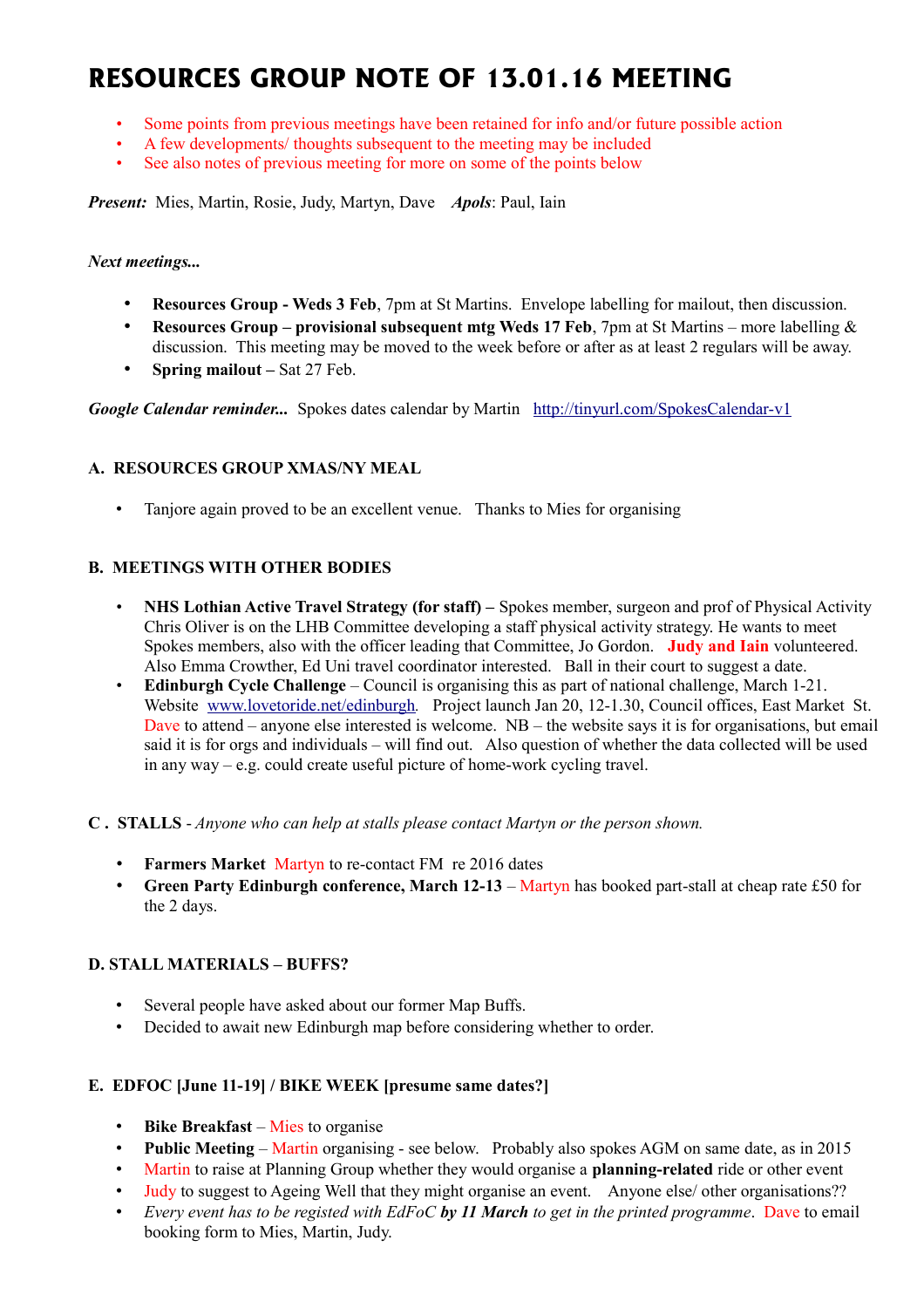# RESOURCES GROUP NOTE OF 13.01.16 MEETING

- Some points from previous meetings have been retained for info and/or future possible action
- A few developments/ thoughts subsequent to the meeting may be included
- See also notes of previous meeting for more on some of the points below

***Present:*** Mies, Martin, Rosie, Judy, Martyn, Dave ***Apols***: Paul, Iain

*Next meetings...*

- **Resources Group - Weds 3 Feb**, 7pm at St Martins. Envelope labelling for mailout, then discussion.
- **Resources Group – provisional subsequent mtg Weds 17 Feb**, 7pm at St Martins – more labelling & discussion. This meeting may be moved to the week before or after as at least 2 regulars will be away.
- **Spring mailout** – Sat 27 Feb.

***Google Calendar reminder...*** Spokes dates calendar by Martin http://tinyurl.com/SpokesCalendar-v1

### A. RESOURCES GROUP XMAS/NY MEAL

- Tanjore again proved to be an excellent venue. Thanks to Mies for organising

### B. MEETINGS WITH OTHER BODIES

- **NHS Lothian Active Travel Strategy (for staff) –** Spokes member, surgeon and prof of Physical Activity Chris Oliver is on the LHB Committee developing a staff physical activity strategy. He wants to meet Spokes members, also with the officer leading that Committee, Jo Gordon. **Judy and Iain** volunteered. Also Emma Crowther, Ed Uni travel coordinator interested. Ball in their court to suggest a date.
- **Edinburgh Cycle Challenge** – Council is organising this as part of national challenge, March 1-21. Website www.lovetoride.net/edinburgh. Project launch Jan 20, 12-1.30, Council offices, East Market St. Dave to attend – anyone else interested is welcome. NB – the website says it is for organisations, but email said it is for orgs and individuals – will find out. Also question of whether the data collected will be used in any way – e.g. could create useful picture of home-work cycling travel.

### C . STALLS - *Anyone who can help at stalls please contact Martyn or the person shown.*

- **Farmers Market** Martyn to re-contact FM re 2016 dates
- **Green Party Edinburgh conference, March 12-13** – Martyn has booked part-stall at cheap rate £50 for the 2 days.

### D. STALL MATERIALS – BUFFS?

- Several people have asked about our former Map Buffs.
- Decided to await new Edinburgh map before considering whether to order.

### E. EDFOC [June 11-19] / BIKE WEEK [presume same dates?]

- **Bike Breakfast** – Mies to organise
- **Public Meeting** – Martin organising - see below. Probably also spokes AGM on same date, as in 2015
- Martin to raise at Planning Group whether they would organise a **planning-related** ride or other event
- Judy to suggest to Ageing Well that they might organise an event. Anyone else/ other organisations??
- *Every event has to be registed with EdFoC* ***by 11 March*** *to get in the printed programme*. Dave to email booking form to Mies, Martin, Judy.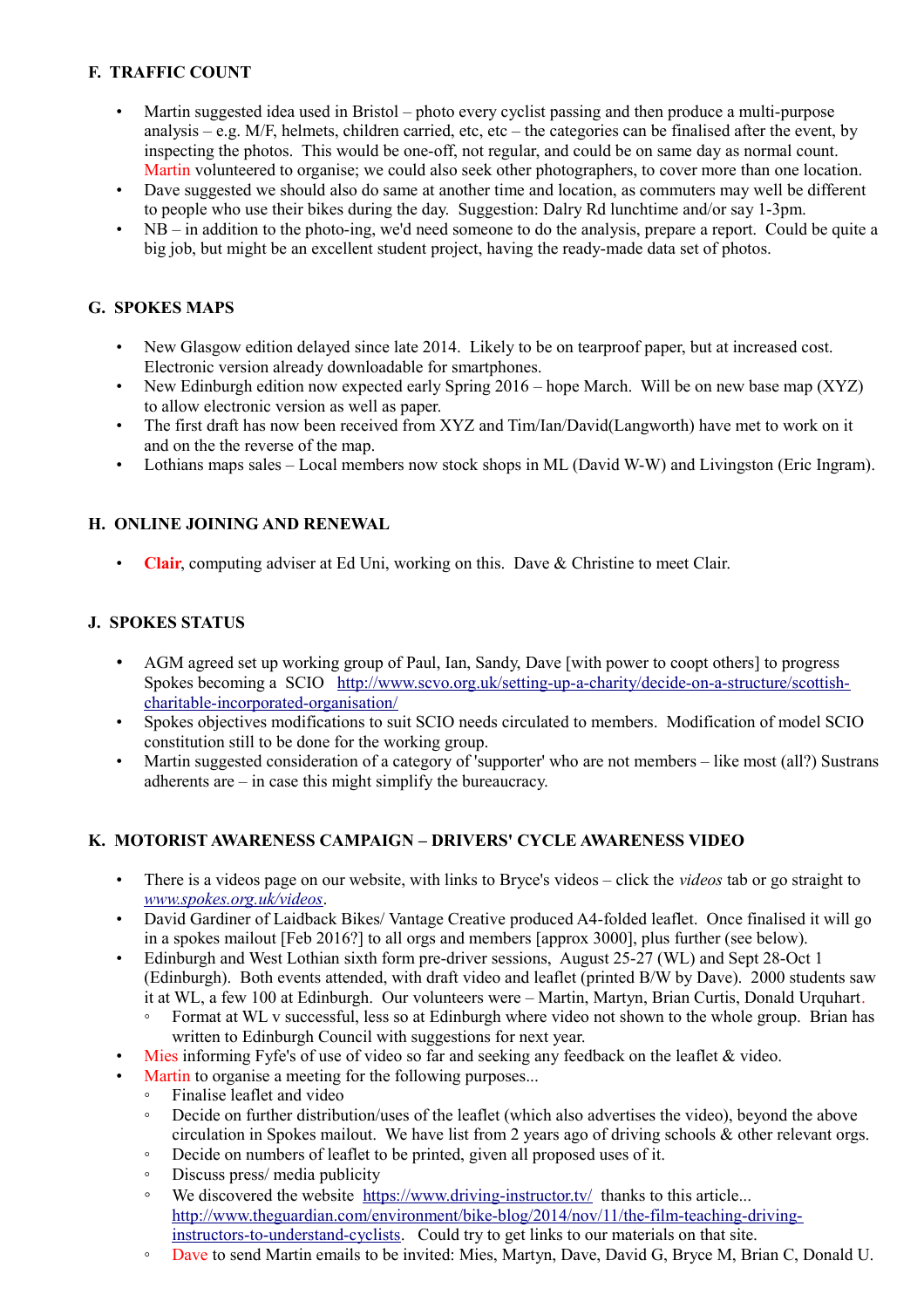## F. TRAFFIC COUNT

- Martin suggested idea used in Bristol – photo every cyclist passing and then produce a multi-purpose analysis – e.g. M/F, helmets, children carried, etc, etc – the categories can be finalised after the event, by inspecting the photos. This would be one-off, not regular, and could be on same day as normal count. Martin volunteered to organise; we could also seek other photographers, to cover more than one location.
- Dave suggested we should also do same at another time and location, as commuters may well be different to people who use their bikes during the day. Suggestion: Dalry Rd lunchtime and/or say 1-3pm.
- NB – in addition to the photo-ing, we'd need someone to do the analysis, prepare a report. Could be quite a big job, but might be an excellent student project, having the ready-made data set of photos.

## G. SPOKES MAPS

- New Glasgow edition delayed since late 2014. Likely to be on tearproof paper, but at increased cost. Electronic version already downloadable for smartphones.
- New Edinburgh edition now expected early Spring 2016 – hope March. Will be on new base map (XYZ) to allow electronic version as well as paper.
- The first draft has now been received from XYZ and Tim/Ian/David(Langworth) have met to work on it and on the the reverse of the map.
- Lothians maps sales – Local members now stock shops in ML (David W-W) and Livingston (Eric Ingram).

## H. ONLINE JOINING AND RENEWAL

- **Clair**, computing adviser at Ed Uni, working on this. Dave & Christine to meet Clair.

## J. SPOKES STATUS

- AGM agreed set up working group of Paul, Ian, Sandy, Dave [with power to coopt others] to progress Spokes becoming a SCIO http://www.scvo.org.uk/setting-up-a-charity/decide-on-a-structure/scottish-charitable-incorporated-organisation/
- Spokes objectives modifications to suit SCIO needs circulated to members. Modification of model SCIO constitution still to be done for the working group.
- Martin suggested consideration of a category of 'supporter' who are not members – like most (all?) Sustrans adherents are – in case this might simplify the bureaucracy.

## K. MOTORIST AWARENESS CAMPAIGN – DRIVERS' CYCLE AWARENESS VIDEO

- There is a videos page on our website, with links to Bryce's videos – click the *videos* tab or go straight to *www.spokes.org.uk/videos*.
- David Gardiner of Laidback Bikes/ Vantage Creative produced A4-folded leaflet. Once finalised it will go in a spokes mailout [Feb 2016?] to all orgs and members [approx 3000], plus further (see below).
- Edinburgh and West Lothian sixth form pre-driver sessions, August 25-27 (WL) and Sept 28-Oct 1 (Edinburgh). Both events attended, with draft video and leaflet (printed B/W by Dave). 2000 students saw it at WL, a few 100 at Edinburgh. Our volunteers were – Martin, Martyn, Brian Curtis, Donald Urquhart.
  - Format at WL v successful, less so at Edinburgh where video not shown to the whole group. Brian has written to Edinburgh Council with suggestions for next year.
- Mies informing Fyfe's of use of video so far and seeking any feedback on the leaflet & video.
- Martin to organise a meeting for the following purposes...
  - Finalise leaflet and video
  - Decide on further distribution/uses of the leaflet (which also advertises the video), beyond the above circulation in Spokes mailout. We have list from 2 years ago of driving schools & other relevant orgs.
  - Decide on numbers of leaflet to be printed, given all proposed uses of it.
  - Discuss press/ media publicity
  - We discovered the website https://www.driving-instructor.tv/ thanks to this article... http://www.theguardian.com/environment/bike-blog/2014/nov/11/the-film-teaching-driving-instructors-to-understand-cyclists. Could try to get links to our materials on that site.
  - Dave to send Martin emails to be invited: Mies, Martyn, Dave, David G, Bryce M, Brian C, Donald U.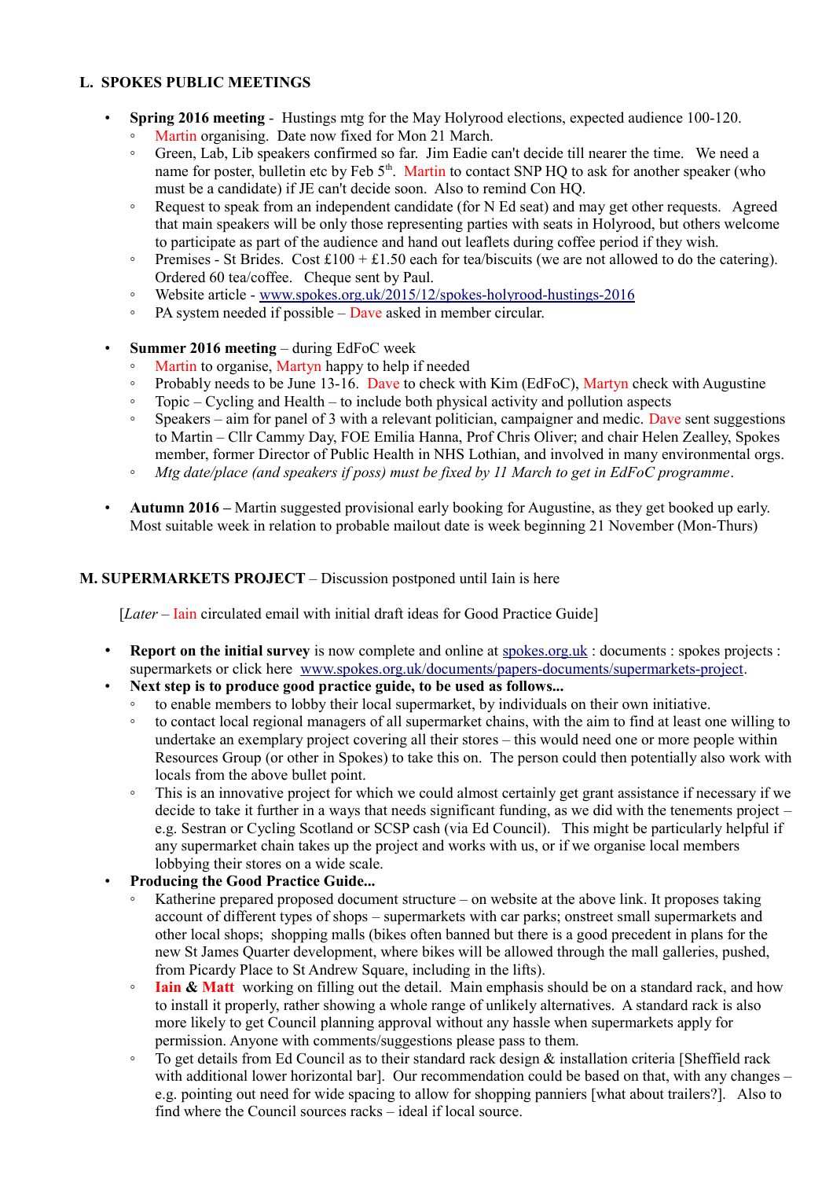## L. SPOKES PUBLIC MEETINGS

- **Spring 2016 meeting** - Hustings mtg for the May Holyrood elections, expected audience 100-120.
  - Martin organising. Date now fixed for Mon 21 March.
  - Green, Lab, Lib speakers confirmed so far. Jim Eadie can't decide till nearer the time. We need a name for poster, bulletin etc by Feb 5th. Martin to contact SNP HQ to ask for another speaker (who must be a candidate) if JE can't decide soon. Also to remind Con HQ.
  - Request to speak from an independent candidate (for N Ed seat) and may get other requests. Agreed that main speakers will be only those representing parties with seats in Holyrood, but others welcome to participate as part of the audience and hand out leaflets during coffee period if they wish.
  - Premises - St Brides. Cost £100 + £1.50 each for tea/biscuits (we are not allowed to do the catering). Ordered 60 tea/coffee. Cheque sent by Paul.
  - Website article - www.spokes.org.uk/2015/12/spokes-holyrood-hustings-2016
  - PA system needed if possible – Dave asked in member circular.

- **Summer 2016 meeting** – during EdFoC week
  - Martin to organise, Martyn happy to help if needed
  - Probably needs to be June 13-16. Dave to check with Kim (EdFoC), Martyn check with Augustine
  - Topic – Cycling and Health – to include both physical activity and pollution aspects
  - Speakers – aim for panel of 3 with a relevant politician, campaigner and medic. Dave sent suggestions to Martin – Cllr Cammy Day, FOE Emilia Hanna, Prof Chris Oliver; and chair Helen Zealley, Spokes member, former Director of Public Health in NHS Lothian, and involved in many environmental orgs.
  - *Mtg date/place (and speakers if poss) must be fixed by 11 March to get in EdFoC programme*.

- **Autumn 2016 –** Martin suggested provisional early booking for Augustine, as they get booked up early. Most suitable week in relation to probable mailout date is week beginning 21 November (Mon-Thurs)

## M. SUPERMARKETS PROJECT – Discussion postponed until Iain is here

[*Later* – Iain circulated email with initial draft ideas for Good Practice Guide]

- **Report on the initial survey** is now complete and online at spokes.org.uk : documents : spokes projects : supermarkets or click here www.spokes.org.uk/documents/papers-documents/supermarkets-project.
- **Next step is to produce good practice guide, to be used as follows...**
  - to enable members to lobby their local supermarket, by individuals on their own initiative.
  - to contact local regional managers of all supermarket chains, with the aim to find at least one willing to undertake an exemplary project covering all their stores – this would need one or more people within Resources Group (or other in Spokes) to take this on. The person could then potentially also work with locals from the above bullet point.
  - This is an innovative project for which we could almost certainly get grant assistance if necessary if we decide to take it further in a ways that needs significant funding, as we did with the tenements project – e.g. Sestran or Cycling Scotland or SCSP cash (via Ed Council). This might be particularly helpful if any supermarket chain takes up the project and works with us, or if we organise local members lobbying their stores on a wide scale.
- **Producing the Good Practice Guide...**
  - Katherine prepared proposed document structure – on website at the above link. It proposes taking account of different types of shops – supermarkets with car parks; onstreet small supermarkets and other local shops; shopping malls (bikes often banned but there is a good precedent in plans for the new St James Quarter development, where bikes will be allowed through the mall galleries, pushed, from Picardy Place to St Andrew Square, including in the lifts).
  - **Iain & Matt** working on filling out the detail. Main emphasis should be on a standard rack, and how to install it properly, rather showing a whole range of unlikely alternatives. A standard rack is also more likely to get Council planning approval without any hassle when supermarkets apply for permission. Anyone with comments/suggestions please pass to them.
  - To get details from Ed Council as to their standard rack design & installation criteria [Sheffield rack with additional lower horizontal bar]. Our recommendation could be based on that, with any changes – e.g. pointing out need for wide spacing to allow for shopping panniers [what about trailers?]. Also to find where the Council sources racks – ideal if local source.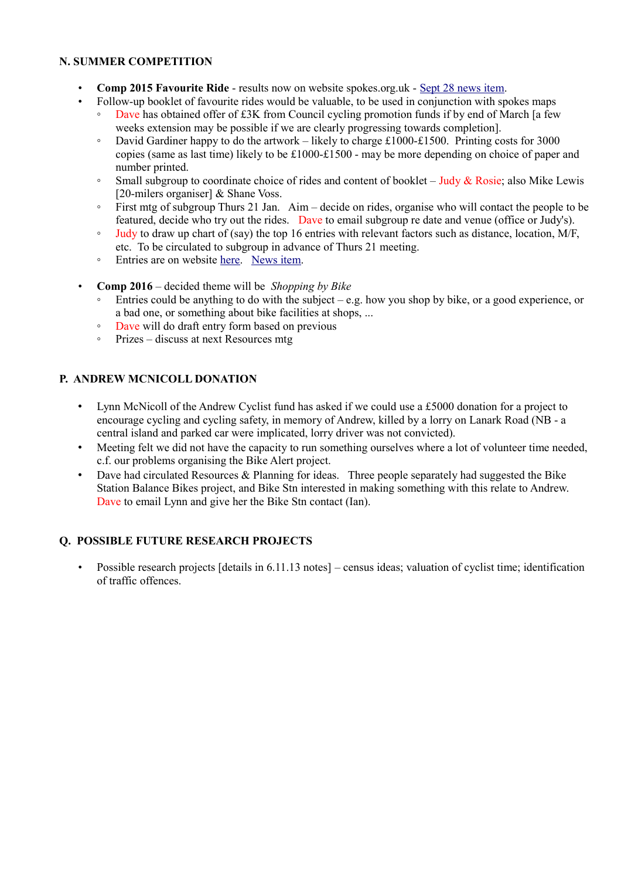## N. SUMMER COMPETITION

- **Comp 2015 Favourite Ride** - results now on website spokes.org.uk - Sept 28 news item.
- Follow-up booklet of favourite rides would be valuable, to be used in conjunction with spokes maps
  - Dave has obtained offer of £3K from Council cycling promotion funds if by end of March [a few weeks extension may be possible if we are clearly progressing towards completion].
  - David Gardiner happy to do the artwork – likely to charge £1000-£1500. Printing costs for 3000 copies (same as last time) likely to be £1000-£1500 - may be more depending on choice of paper and number printed.
  - Small subgroup to coordinate choice of rides and content of booklet – Judy & Rosie; also Mike Lewis [20-milers organiser] & Shane Voss.
  - First mtg of subgroup Thurs 21 Jan. Aim – decide on rides, organise who will contact the people to be featured, decide who try out the rides. Dave to email subgroup re date and venue (office or Judy's).
  - Judy to draw up chart of (say) the top 16 entries with relevant factors such as distance, location, M/F, etc. To be circulated to subgroup in advance of Thurs 21 meeting.
  - Entries are on website here. News item.

- **Comp 2016** – decided theme will be *Shopping by Bike*
  - Entries could be anything to do with the subject – e.g. how you shop by bike, or a good experience, or a bad one, or something about bike facilities at shops, ...
  - Dave will do draft entry form based on previous
  - Prizes – discuss at next Resources mtg

## P. ANDREW MCNICOLL DONATION

- Lynn McNicoll of the Andrew Cyclist fund has asked if we could use a £5000 donation for a project to encourage cycling and cycling safety, in memory of Andrew, killed by a lorry on Lanark Road (NB - a central island and parked car were implicated, lorry driver was not convicted).
- Meeting felt we did not have the capacity to run something ourselves where a lot of volunteer time needed, c.f. our problems organising the Bike Alert project.
- Dave had circulated Resources & Planning for ideas. Three people separately had suggested the Bike Station Balance Bikes project, and Bike Stn interested in making something with this relate to Andrew. Dave to email Lynn and give her the Bike Stn contact (Ian).

## Q. POSSIBLE FUTURE RESEARCH PROJECTS

- Possible research projects [details in 6.11.13 notes] – census ideas; valuation of cyclist time; identification of traffic offences.